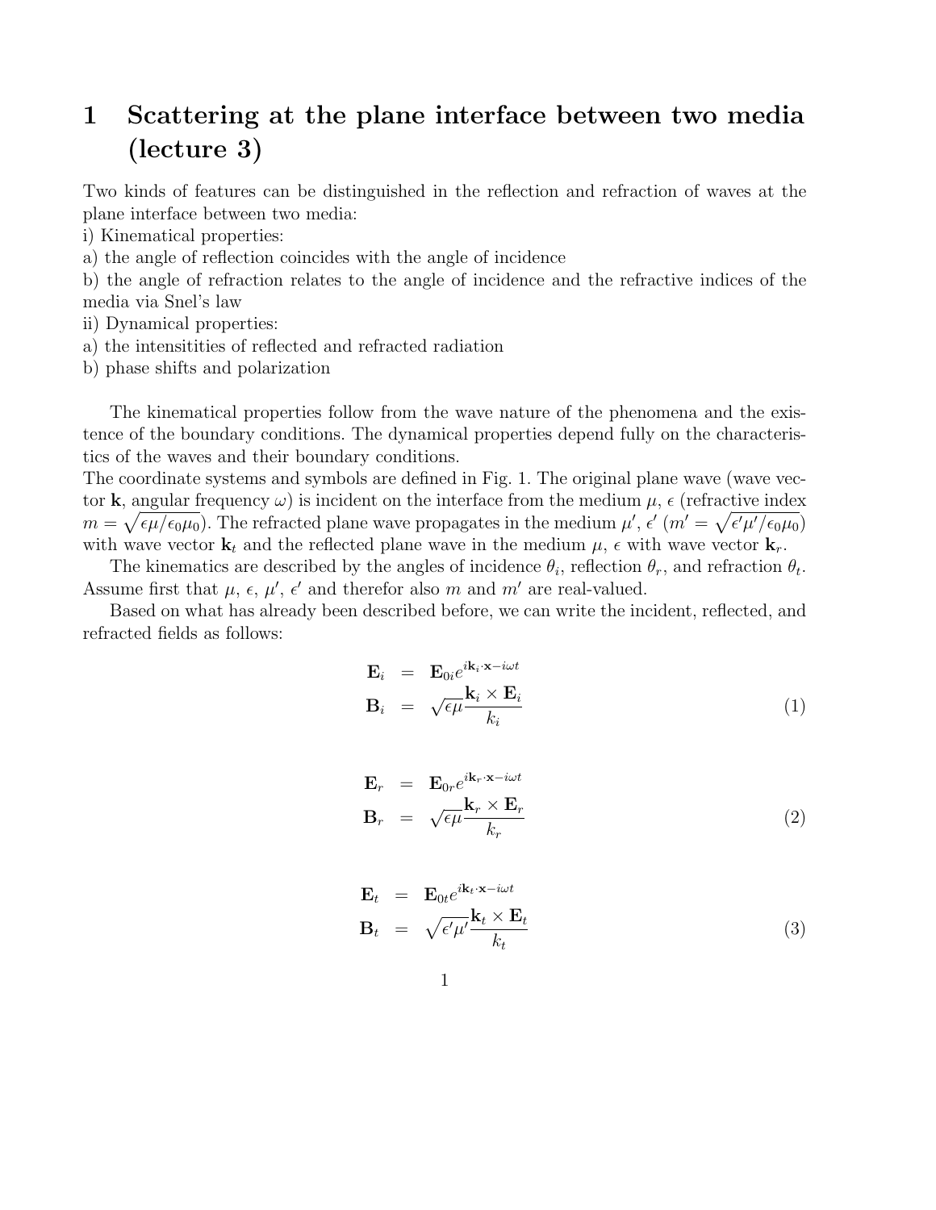# 1 Scattering at the plane interface between two media (lecture 3)

Two kinds of features can be distinguished in the reflection and refraction of waves at the plane interface between two media:
i) Kinematical properties:
a) the angle of reflection coincides with the angle of incidence
b) the angle of refraction relates to the angle of incidence and the refractive indices of the media via Snel's law
ii) Dynamical properties:
a) the intensitities of reflected and refracted radiation
b) phase shifts and polarization

The kinematical properties follow from the wave nature of the phenomena and the existence of the boundary conditions. The dynamical properties depend fully on the characteristics of the waves and their boundary conditions.
The coordinate systems and symbols are defined in Fig. 1. The original plane wave (wave vector $\mathbf{k}$, angular frequency $\omega$) is incident on the interface from the medium $\mu$, $\epsilon$ (refractive index $m = \sqrt{\epsilon\mu/\epsilon_0\mu_0}$). The refracted plane wave propagates in the medium $\mu'$, $\epsilon'$ ($m' = \sqrt{\epsilon'\mu'/\epsilon_0\mu_0}$) with wave vector $\mathbf{k}_t$ and the reflected plane wave in the medium $\mu$, $\epsilon$ with wave vector $\mathbf{k}_r$.

The kinematics are described by the angles of incidence $\theta_i$, reflection $\theta_r$, and refraction $\theta_t$. Assume first that $\mu$, $\epsilon$, $\mu'$, $\epsilon'$ and therefor also $m$ and $m'$ are real-valued.

Based on what has already been described before, we can write the incident, reflected, and refracted fields as follows:

$$
\begin{aligned}
\mathbf{E}_i &= \mathbf{E}_{0i} e^{i\mathbf{k}_i \cdot \mathbf{x} - i\omega t} \\
\mathbf{B}_i &= \sqrt{\epsilon\mu} \frac{\mathbf{k}_i \times \mathbf{E}_i}{k_i}
\end{aligned}
\tag{1}
$$

$$
\begin{aligned}
\mathbf{E}_r &= \mathbf{E}_{0r} e^{i\mathbf{k}_r \cdot \mathbf{x} - i\omega t} \\
\mathbf{B}_r &= \sqrt{\epsilon\mu} \frac{\mathbf{k}_r \times \mathbf{E}_r}{k_r}
\end{aligned}
\tag{2}
$$

$$
\begin{aligned}
\mathbf{E}_t &= \mathbf{E}_{0t} e^{i\mathbf{k}_t \cdot \mathbf{x} - i\omega t} \\
\mathbf{B}_t &= \sqrt{\epsilon'\mu'} \frac{\mathbf{k}_t \times \mathbf{E}_t}{k_t}
\end{aligned}
\tag{3}
$$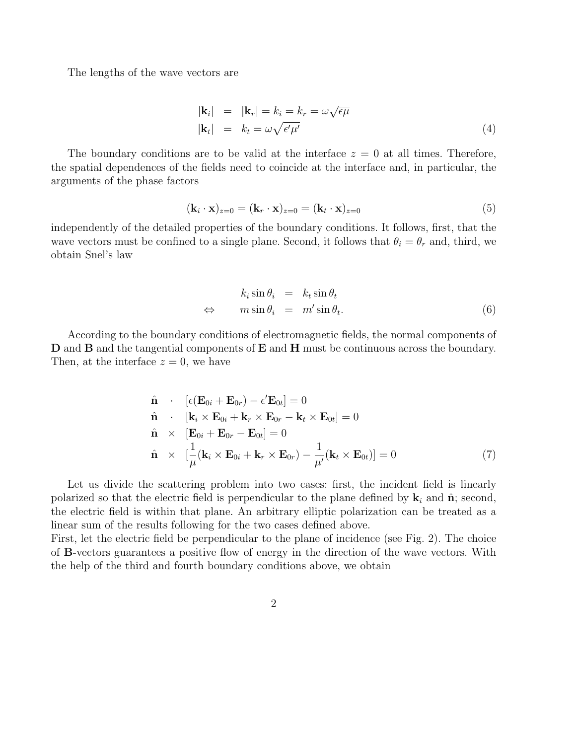The lengths of the wave vectors are

$$
\begin{aligned}
|\mathbf{k}_i| &= |\mathbf{k}_r| = k_i = k_r = \omega\sqrt{\epsilon\mu} \\
|\mathbf{k}_t| &= k_t = \omega\sqrt{\epsilon'\mu'}
\end{aligned}
\tag{4}
$$

The boundary conditions are to be valid at the interface $z = 0$ at all times. Therefore, the spatial dependences of the fields need to coincide at the interface and, in particular, the arguments of the phase factors

$$
(\mathbf{k}_i \cdot \mathbf{x})_{z=0} = (\mathbf{k}_r \cdot \mathbf{x})_{z=0} = (\mathbf{k}_t \cdot \mathbf{x})_{z=0}
\tag{5}
$$

independently of the detailed properties of the boundary conditions. It follows, first, that the wave vectors must be confined to a single plane. Second, it follows that $\theta_i = \theta_r$ and, third, we obtain Snel's law

$$
\begin{aligned}
k_i \sin\theta_i &= k_t \sin\theta_t \\
\Leftrightarrow \qquad m \sin\theta_i &= m' \sin\theta_t.
\end{aligned}
\tag{6}
$$

According to the boundary conditions of electromagnetic fields, the normal components of **D** and **B** and the tangential components of **E** and **H** must be continuous across the boundary. Then, at the interface $z = 0$, we have

$$
\begin{aligned}
\hat{\mathbf{n}} &\cdot [\epsilon(\mathbf{E}_{0i} + \mathbf{E}_{0r}) - \epsilon'\mathbf{E}_{0t}] = 0 \\
\hat{\mathbf{n}} &\cdot [\mathbf{k}_i \times \mathbf{E}_{0i} + \mathbf{k}_r \times \mathbf{E}_{0r} - \mathbf{k}_t \times \mathbf{E}_{0t}] = 0 \\
\hat{\mathbf{n}} &\times [\mathbf{E}_{0i} + \mathbf{E}_{0r} - \mathbf{E}_{0t}] = 0 \\
\hat{\mathbf{n}} &\times [\frac{1}{\mu}(\mathbf{k}_i \times \mathbf{E}_{0i} + \mathbf{k}_r \times \mathbf{E}_{0r}) - \frac{1}{\mu'}(\mathbf{k}_t \times \mathbf{E}_{0t})] = 0
\end{aligned}
\tag{7}
$$

Let us divide the scattering problem into two cases: first, the incident field is linearly polarized so that the electric field is perpendicular to the plane defined by $\mathbf{k}_i$ and $\hat{\mathbf{n}}$; second, the electric field is within that plane. An arbitrary elliptic polarization can be treated as a linear sum of the results following for the two cases defined above.
First, let the electric field be perpendicular to the plane of incidence (see Fig. 2). The choice of **B**-vectors guarantees a positive flow of energy in the direction of the wave vectors. With the help of the third and fourth boundary conditions above, we obtain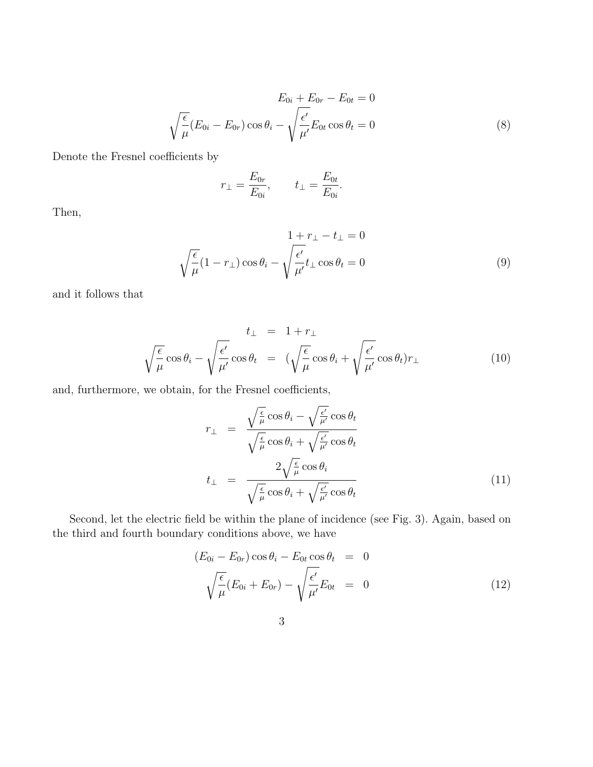$$
\begin{aligned}
E_{0i} + E_{0r} - E_{0t} = 0 \\
\sqrt{\frac{\epsilon}{\mu}}(E_{0i} - E_{0r})\cos\theta_i - \sqrt{\frac{\epsilon'}{\mu'}}E_{0t}\cos\theta_t = 0
\end{aligned}
\tag{8}
$$

Denote the Fresnel coefficients by

$$
r_\perp = \frac{E_{0r}}{E_{0i}}, \qquad t_\perp = \frac{E_{0t}}{E_{0i}}.
$$

Then,

$$
\begin{aligned}
1 + r_\perp - t_\perp = 0 \\
\sqrt{\frac{\epsilon}{\mu}}(1 - r_\perp)\cos\theta_i - \sqrt{\frac{\epsilon'}{\mu'}}t_\perp\cos\theta_t = 0
\end{aligned}
\tag{9}
$$

and it follows that

$$
\begin{aligned}
t_\perp &= 1 + r_\perp \\
\sqrt{\frac{\epsilon}{\mu}}\cos\theta_i - \sqrt{\frac{\epsilon'}{\mu'}}\cos\theta_t &= (\sqrt{\frac{\epsilon}{\mu}}\cos\theta_i + \sqrt{\frac{\epsilon'}{\mu'}}\cos\theta_t)r_\perp
\end{aligned}
\tag{10}
$$

and, furthermore, we obtain, for the Fresnel coefficients,

$$
\begin{aligned}
r_\perp &= \frac{\sqrt{\frac{\epsilon}{\mu}}\cos\theta_i - \sqrt{\frac{\epsilon'}{\mu'}}\cos\theta_t}{\sqrt{\frac{\epsilon}{\mu}}\cos\theta_i + \sqrt{\frac{\epsilon'}{\mu'}}\cos\theta_t} \\
t_\perp &= \frac{2\sqrt{\frac{\epsilon}{\mu}}\cos\theta_i}{\sqrt{\frac{\epsilon}{\mu}}\cos\theta_i + \sqrt{\frac{\epsilon'}{\mu'}}\cos\theta_t}
\end{aligned}
\tag{11}
$$

Second, let the electric field be within the plane of incidence (see Fig. 3). Again, based on the third and fourth boundary conditions above, we have

$$
\begin{aligned}
(E_{0i} - E_{0r})\cos\theta_i - E_{0t}\cos\theta_t &= 0 \\
\sqrt{\frac{\epsilon}{\mu}}(E_{0i} + E_{0r}) - \sqrt{\frac{\epsilon'}{\mu'}}E_{0t} &= 0
\end{aligned}
\tag{12}
$$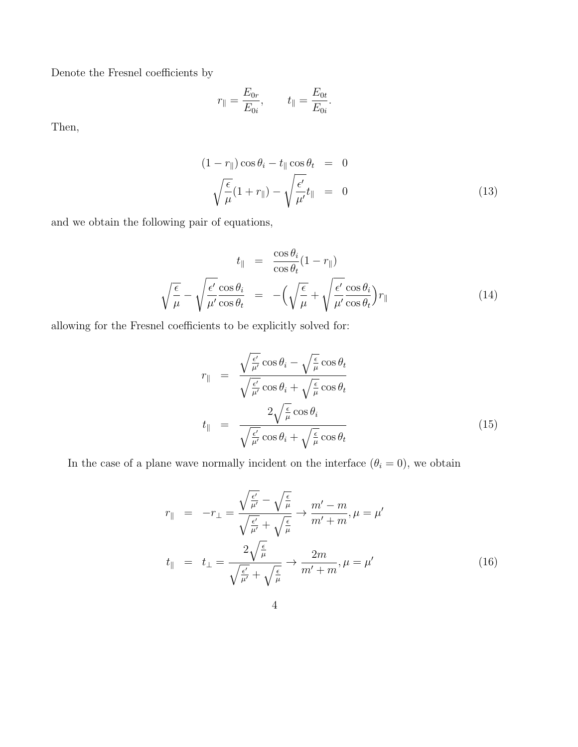Denote the Fresnel coefficients by

$$r_\parallel = \frac{E_{0r}}{E_{0i}}, \qquad t_\parallel = \frac{E_{0t}}{E_{0i}}.$$

Then,

$$\begin{aligned}
(1 - r_\parallel)\cos\theta_i - t_\parallel \cos\theta_t &= 0 \\
\sqrt{\frac{\epsilon}{\mu}}(1 + r_\parallel) - \sqrt{\frac{\epsilon'}{\mu'}} t_\parallel &= 0
\end{aligned} \tag{13}$$

and we obtain the following pair of equations,

$$\begin{aligned}
t_\parallel &= \frac{\cos\theta_i}{\cos\theta_t}(1 - r_\parallel) \\
\sqrt{\frac{\epsilon}{\mu}} - \sqrt{\frac{\epsilon'}{\mu'}}\frac{\cos\theta_i}{\cos\theta_t} &= -\Big(\sqrt{\frac{\epsilon}{\mu}} + \sqrt{\frac{\epsilon'}{\mu'}}\frac{\cos\theta_i}{\cos\theta_t}\Big) r_\parallel
\end{aligned} \tag{14}$$

allowing for the Fresnel coefficients to be explicitly solved for:

$$\begin{aligned}
r_\parallel &= \frac{\sqrt{\frac{\epsilon'}{\mu'}}\cos\theta_i - \sqrt{\frac{\epsilon}{\mu}}\cos\theta_t}{\sqrt{\frac{\epsilon'}{\mu'}}\cos\theta_i + \sqrt{\frac{\epsilon}{\mu}}\cos\theta_t} \\
t_\parallel &= \frac{2\sqrt{\frac{\epsilon}{\mu}}\cos\theta_i}{\sqrt{\frac{\epsilon'}{\mu'}}\cos\theta_i + \sqrt{\frac{\epsilon}{\mu}}\cos\theta_t}
\end{aligned} \tag{15}$$

In the case of a plane wave normally incident on the interface ($\theta_i = 0$), we obtain

$$\begin{aligned}
r_\parallel &= -r_\perp = \frac{\sqrt{\frac{\epsilon'}{\mu'}} - \sqrt{\frac{\epsilon}{\mu}}}{\sqrt{\frac{\epsilon'}{\mu'}} + \sqrt{\frac{\epsilon}{\mu}}} \rightarrow \frac{m' - m}{m' + m}, \mu = \mu' \\
t_\parallel &= t_\perp = \frac{2\sqrt{\frac{\epsilon}{\mu}}}{\sqrt{\frac{\epsilon'}{\mu'}} + \sqrt{\frac{\epsilon}{\mu}}} \rightarrow \frac{2m}{m' + m}, \mu = \mu'
\end{aligned} \tag{16}$$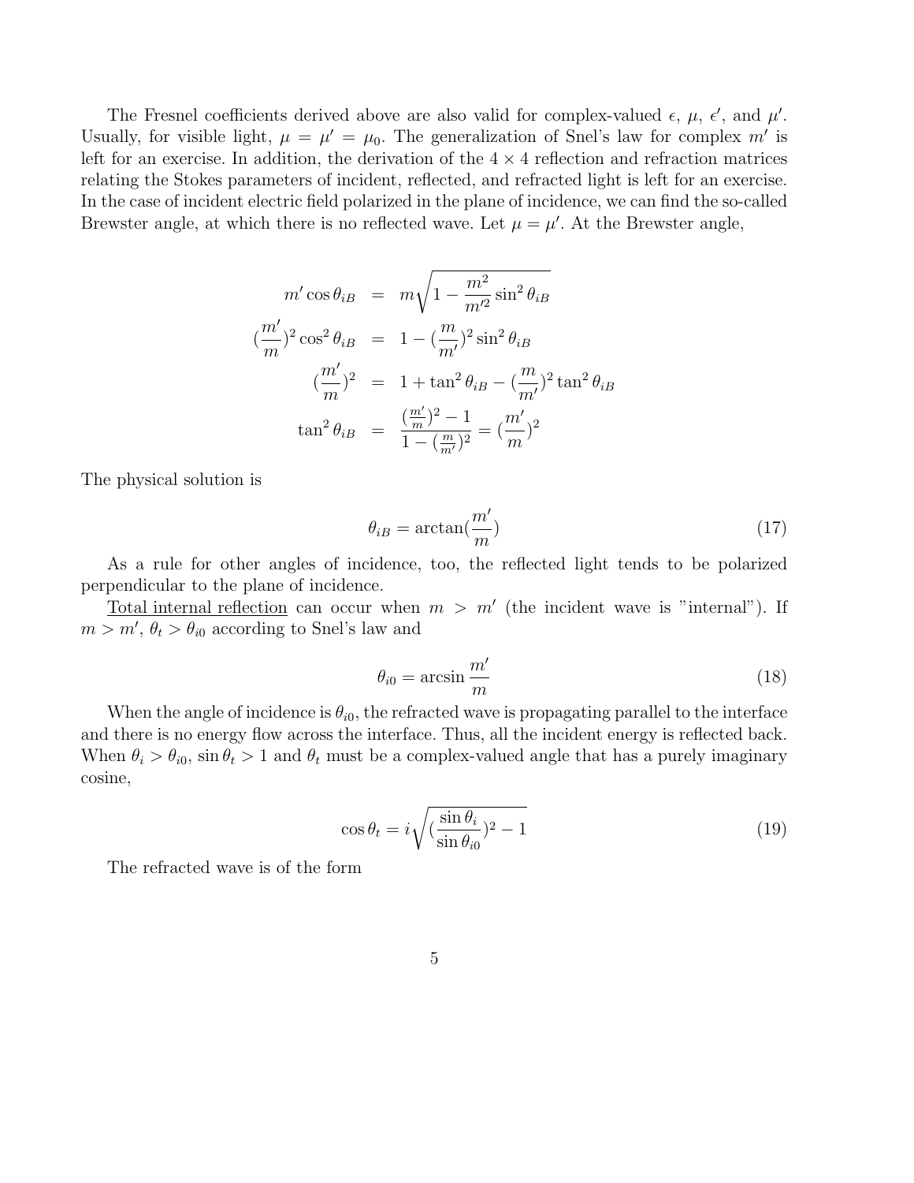The Fresnel coefficients derived above are also valid for complex-valued $\epsilon$, $\mu$, $\epsilon'$, and $\mu'$. Usually, for visible light, $\mu = \mu' = \mu_0$. The generalization of Snel's law for complex $m'$ is left for an exercise. In addition, the derivation of the $4 \times 4$ reflection and refraction matrices relating the Stokes parameters of incident, reflected, and refracted light is left for an exercise. In the case of incident electric field polarized in the plane of incidence, we can find the so-called Brewster angle, at which there is no reflected wave. Let $\mu = \mu'$. At the Brewster angle,

$$
\begin{aligned}
m' \cos\theta_{iB} &= m\sqrt{1 - \frac{m^2}{m'^2}\sin^2\theta_{iB}} \\
(\frac{m'}{m})^2 \cos^2\theta_{iB} &= 1 - (\frac{m}{m'})^2 \sin^2\theta_{iB} \\
(\frac{m'}{m})^2 &= 1 + \tan^2\theta_{iB} - (\frac{m}{m'})^2 \tan^2\theta_{iB} \\
\tan^2\theta_{iB} &= \frac{(\frac{m'}{m})^2 - 1}{1 - (\frac{m}{m'})^2} = (\frac{m'}{m})^2
\end{aligned}
$$

The physical solution is

$$
\theta_{iB} = \arctan(\frac{m'}{m}) \tag{17}
$$

As a rule for other angles of incidence, too, the reflected light tends to be polarized perpendicular to the plane of incidence.

Total internal reflection can occur when $m > m'$ (the incident wave is "internal"). If $m > m'$, $\theta_t > \theta_{i0}$ according to Snel's law and

$$
\theta_{i0} = \arcsin\frac{m'}{m} \tag{18}
$$

When the angle of incidence is $\theta_{i0}$, the refracted wave is propagating parallel to the interface and there is no energy flow across the interface. Thus, all the incident energy is reflected back. When $\theta_i > \theta_{i0}$, $\sin\theta_t > 1$ and $\theta_t$ must be a complex-valued angle that has a purely imaginary cosine,

$$
\cos\theta_t = i\sqrt{(\frac{\sin\theta_i}{\sin\theta_{i0}})^2 - 1} \tag{19}
$$

The refracted wave is of the form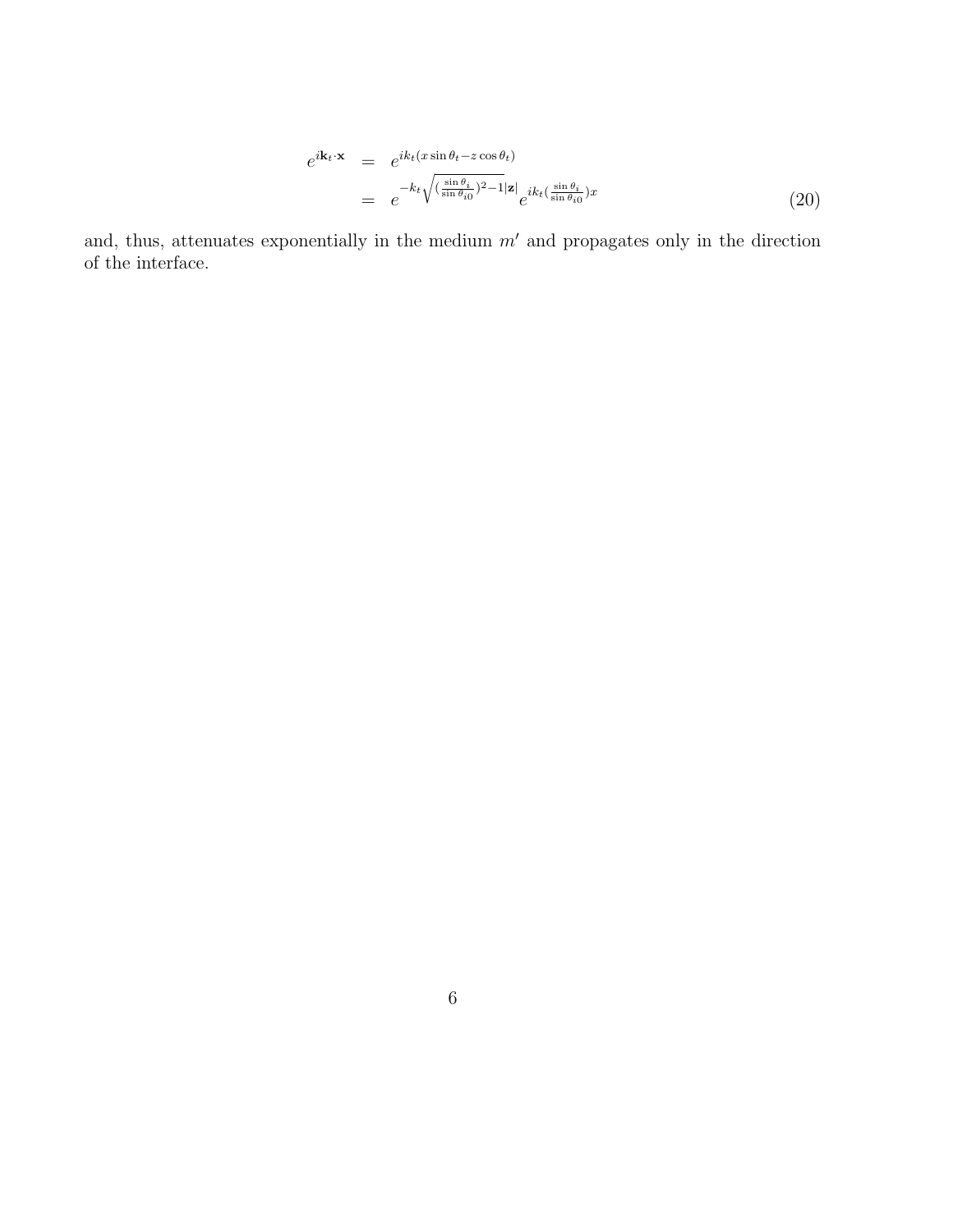$$
\begin{aligned}
e^{i\mathbf{k}_t\cdot\mathbf{x}} &= e^{ik_t(x\sin\theta_t - z\cos\theta_t)} \\
&= e^{-k_t\sqrt{(\frac{\sin\theta_i}{\sin\theta_{i0}})^2-1}|\mathbf{z}|}\, e^{ik_t(\frac{\sin\theta_i}{\sin\theta_{i0}})x}
\end{aligned}
\tag{20}
$$

and, thus, attenuates exponentially in the medium $m'$ and propagates only in the direction of the interface.